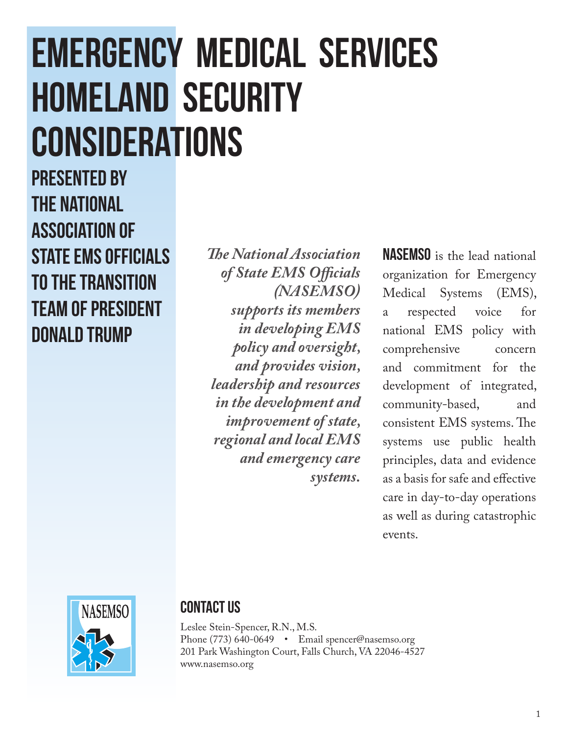# EMERGENCY MEDICAL SERVICES HOMELAND SECURITY CONSIDERATIONS

## PRESENTED BY THE NATIONAL ASSOCIATION OF STATE EMS OFFICIALS TO THE TRANSITION TEAM OF PRESIDENT DONALD TRUMP

***The National Association of State EMS Officials (NASEMSO) supports its members in developing EMS policy and oversight, and provides vision, leadership and resources in the development and improvement of state, regional and local EMS and emergency care systems.***

**NASEMSO** is the lead national organization for Emergency Medical Systems (EMS), a respected voice for national EMS policy with comprehensive concern and commitment for the development of integrated, community-based, and consistent EMS systems. The systems use public health principles, data and evidence as a basis for safe and effective care in day-to-day operations as well as during catastrophic events.

## CONTACT US

Leslee Stein-Spencer, R.N., M.S.
Phone (773) 640-0649 • Email spencer@nasemso.org
201 Park Washington Court, Falls Church, VA 22046-4527
www.nasemso.org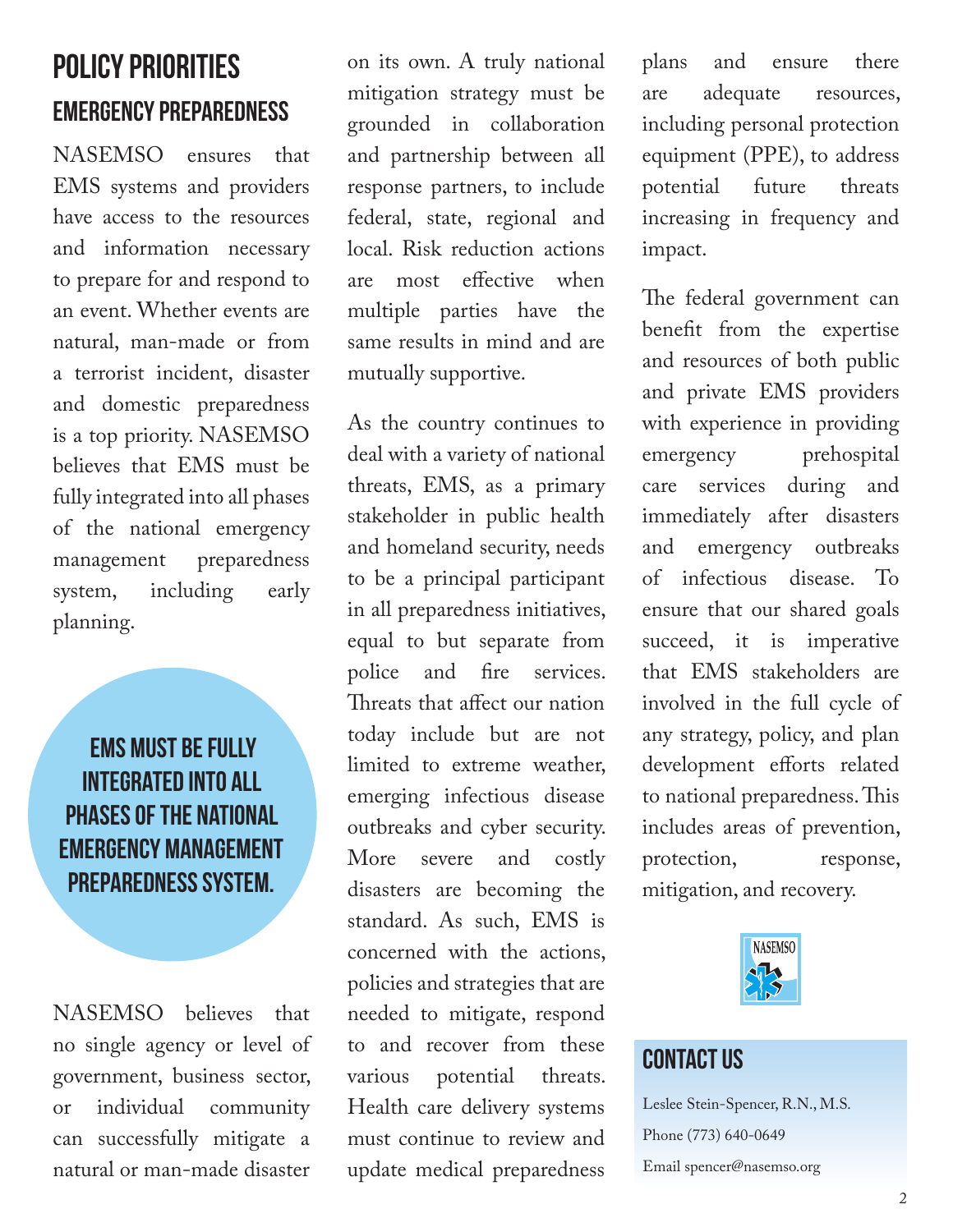# POLICY PRIORITIES

## EMERGENCY PREPAREDNESS

NASEMSO ensures that EMS systems and providers have access to the resources and information necessary to prepare for and respond to an event. Whether events are natural, man-made or from a terrorist incident, disaster and domestic preparedness is a top priority. NASEMSO believes that EMS must be fully integrated into all phases of the national emergency management preparedness system, including early planning.

**EMS MUST BE FULLY INTEGRATED INTO ALL PHASES OF THE NATIONAL EMERGENCY MANAGEMENT PREPAREDNESS SYSTEM.**

NASEMSO believes that no single agency or level of government, business sector, or individual community can successfully mitigate a natural or man-made disaster on its own. A truly national mitigation strategy must be grounded in collaboration and partnership between all response partners, to include federal, state, regional and local. Risk reduction actions are most effective when multiple parties have the same results in mind and are mutually supportive.

As the country continues to deal with a variety of national threats, EMS, as a primary stakeholder in public health and homeland security, needs to be a principal participant in all preparedness initiatives, equal to but separate from police and fire services. Threats that affect our nation today include but are not limited to extreme weather, emerging infectious disease outbreaks and cyber security. More severe and costly disasters are becoming the standard. As such, EMS is concerned with the actions, policies and strategies that are needed to mitigate, respond to and recover from these various potential threats. Health care delivery systems must continue to review and update medical preparedness plans and ensure there are adequate resources, including personal protection equipment (PPE), to address potential future threats increasing in frequency and impact.

The federal government can benefit from the expertise and resources of both public and private EMS providers with experience in providing emergency prehospital care services during and immediately after disasters and emergency outbreaks of infectious disease. To ensure that our shared goals succeed, it is imperative that EMS stakeholders are involved in the full cycle of any strategy, policy, and plan development efforts related to national preparedness. This includes areas of prevention, protection, response, mitigation, and recovery.

## CONTACT US

Leslee Stein-Spencer, R.N., M.S.

Phone (773) 640-0649

Email spencer@nasemso.org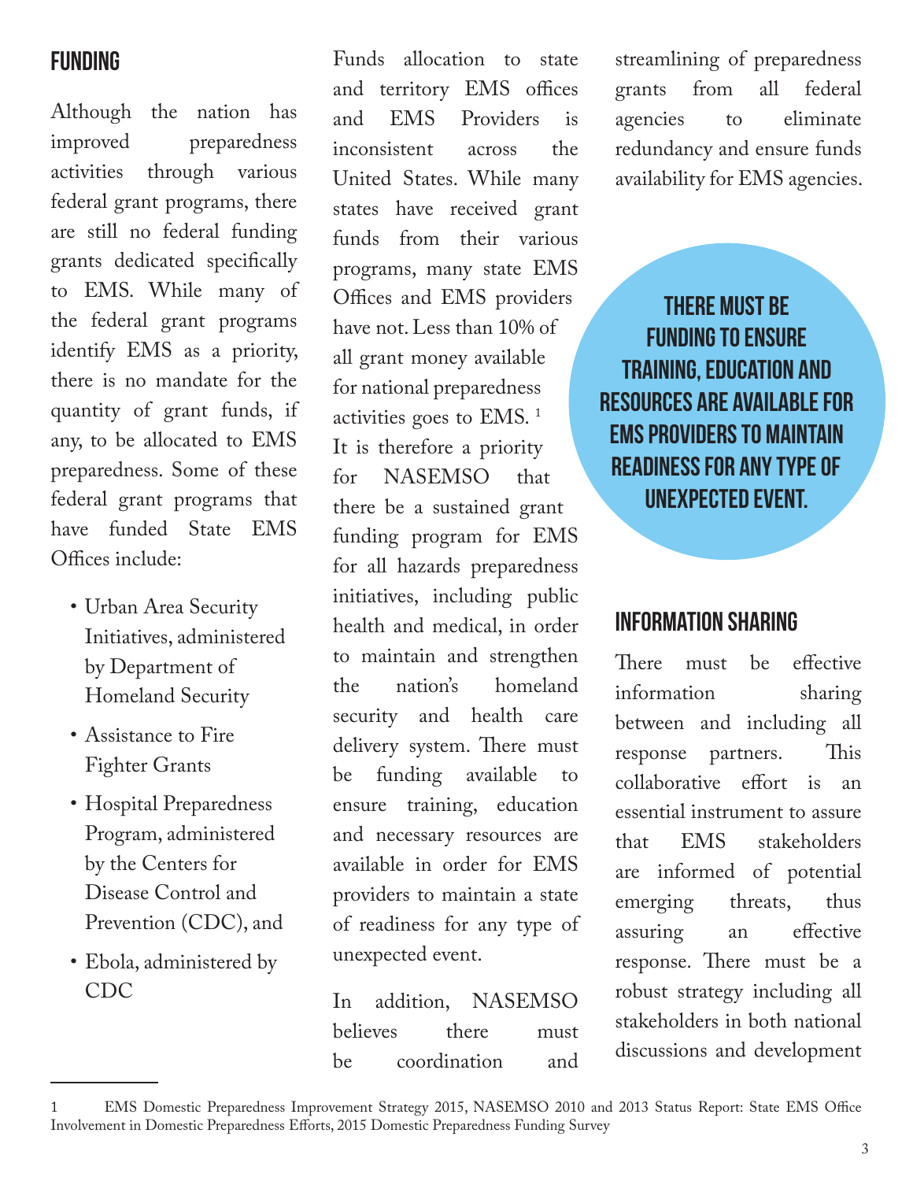## FUNDING

Although the nation has improved preparedness activities through various federal grant programs, there are still no federal funding grants dedicated specifically to EMS. While many of the federal grant programs identify EMS as a priority, there is no mandate for the quantity of grant funds, if any, to be allocated to EMS preparedness. Some of these federal grant programs that have funded State EMS Offices include:

- Urban Area Security Initiatives, administered by Department of Homeland Security
- Assistance to Fire Fighter Grants
- Hospital Preparedness Program, administered by the Centers for Disease Control and Prevention (CDC), and
- Ebola, administered by CDC

Funds allocation to state and territory EMS offices and EMS Providers is inconsistent across the United States. While many states have received grant funds from their various programs, many state EMS Offices and EMS providers have not. Less than 10% of all grant money available for national preparedness activities goes to EMS. [1] It is therefore a priority for NASEMSO that there be a sustained grant funding program for EMS for all hazards preparedness initiatives, including public health and medical, in order to maintain and strengthen the nation's homeland security and health care delivery system. There must be funding available to ensure training, education and necessary resources are available in order for EMS providers to maintain a state of readiness for any type of unexpected event.

In addition, NASEMSO believes there must be coordination and streamlining of preparedness grants from all federal agencies to eliminate redundancy and ensure funds availability for EMS agencies.

**THERE MUST BE FUNDING TO ENSURE TRAINING, EDUCATION AND RESOURCES ARE AVAILABLE FOR EMS PROVIDERS TO MAINTAIN READINESS FOR ANY TYPE OF UNEXPECTED EVENT.**

## INFORMATION SHARING

There must be effective information sharing between and including all response partners. This collaborative effort is an essential instrument to assure that EMS stakeholders are informed of potential emerging threats, thus assuring an effective response. There must be a robust strategy including all stakeholders in both national discussions and development

---

1 EMS Domestic Preparedness Improvement Strategy 2015, NASEMSO 2010 and 2013 Status Report: State EMS Office Involvement in Domestic Preparedness Efforts, 2015 Domestic Preparedness Funding Survey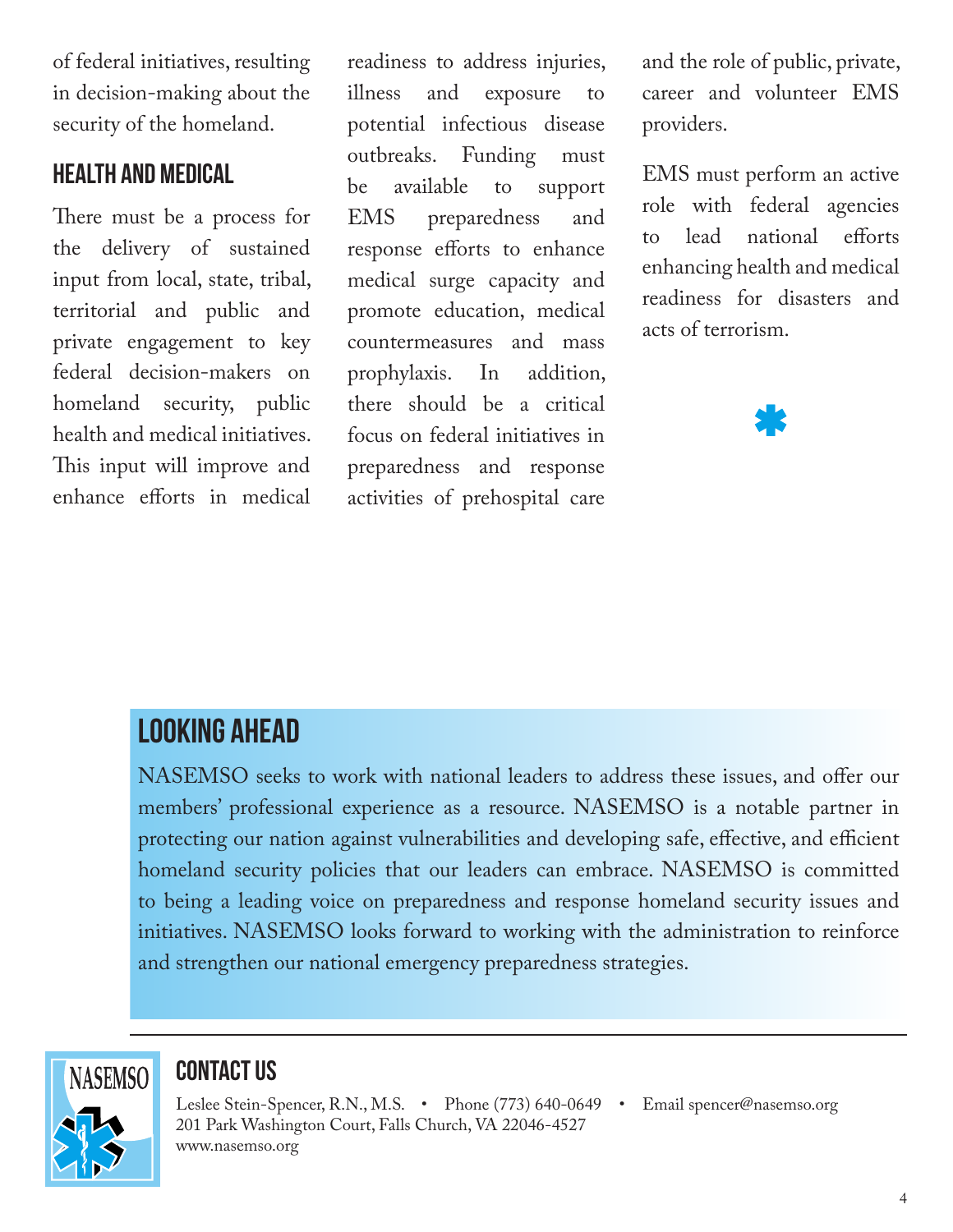of federal initiatives, resulting in decision-making about the security of the homeland.

## HEALTH AND MEDICAL

There must be a process for the delivery of sustained input from local, state, tribal, territorial and public and private engagement to key federal decision-makers on homeland security, public health and medical initiatives. This input will improve and enhance efforts in medical readiness to address injuries, illness and exposure to potential infectious disease outbreaks. Funding must be available to support EMS preparedness and response efforts to enhance medical surge capacity and promote education, medical countermeasures and mass prophylaxis. In addition, there should be a critical focus on federal initiatives in preparedness and response activities of prehospital care and the role of public, private, career and volunteer EMS providers.

EMS must perform an active role with federal agencies to lead national efforts enhancing health and medical readiness for disasters and acts of terrorism.

## LOOKING AHEAD

NASEMSO seeks to work with national leaders to address these issues, and offer our members' professional experience as a resource. NASEMSO is a notable partner in protecting our nation against vulnerabilities and developing safe, effective, and efficient homeland security policies that our leaders can embrace. NASEMSO is committed to being a leading voice on preparedness and response homeland security issues and initiatives. NASEMSO looks forward to working with the administration to reinforce and strengthen our national emergency preparedness strategies.

## CONTACT US

Leslee Stein-Spencer, R.N., M.S. • Phone (773) 640-0649 • Email spencer@nasemso.org
201 Park Washington Court, Falls Church, VA 22046-4527
www.nasemso.org